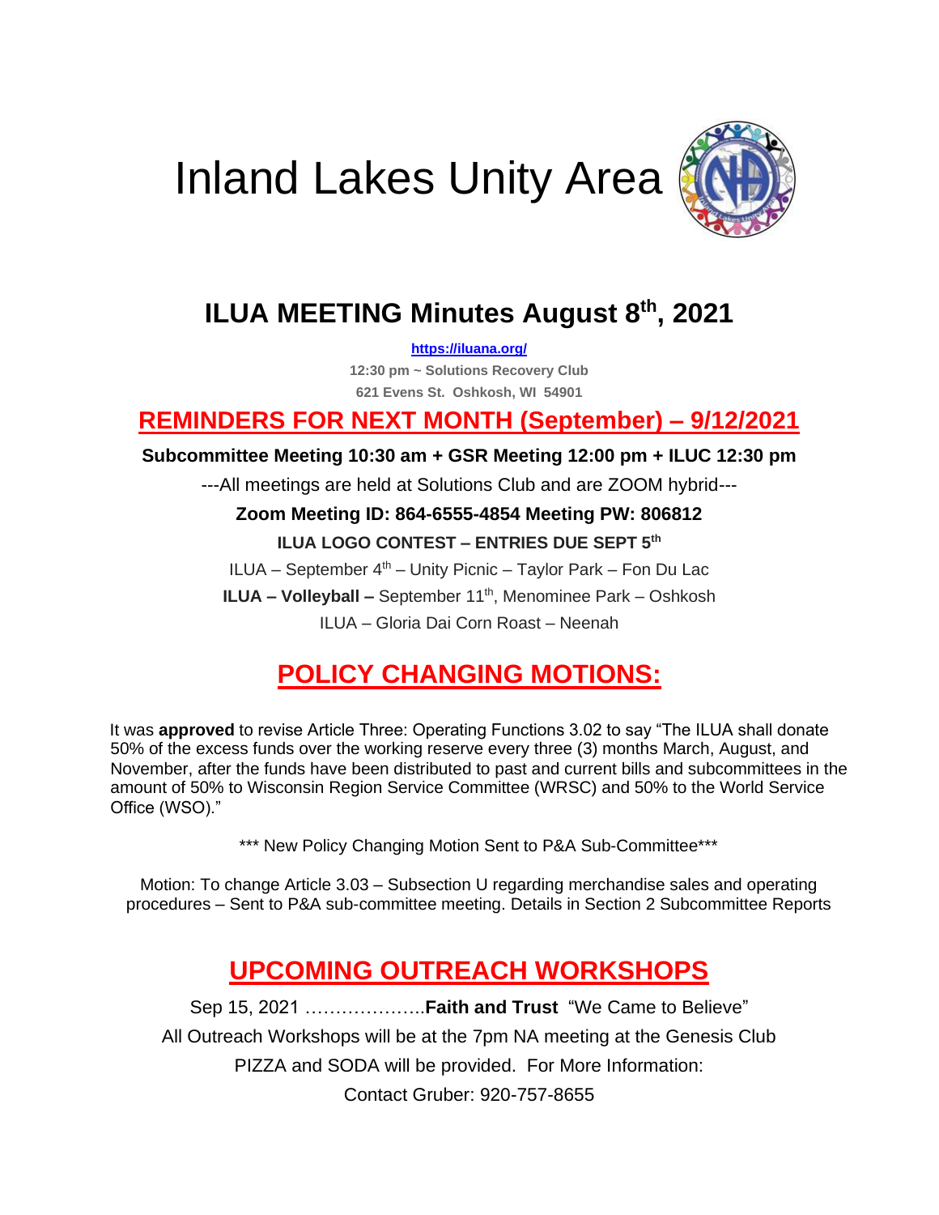# Inland Lakes Unity Area

## ILUA MEETING Minutes August 8th, 2021

**https://iluana.org/**

**12:30 pm ~ Solutions Recovery Club**

**621 Evens St. Oshkosh, WI 54901**

## REMINDERS FOR NEXT MONTH (September) – 9/12/2021

**Subcommittee Meeting 10:30 am + GSR Meeting 12:00 pm + ILUC 12:30 pm**

---All meetings are held at Solutions Club and are ZOOM hybrid---

**Zoom Meeting ID: 864-6555-4854 Meeting PW: 806812**

**ILUA LOGO CONTEST – ENTRIES DUE SEPT 5th**

ILUA – September 4th – Unity Picnic – Taylor Park – Fon Du Lac

**ILUA – Volleyball –** September 11th, Menominee Park – Oshkosh

ILUA – Gloria Dai Corn Roast – Neenah

## POLICY CHANGING MOTIONS:

It was **approved** to revise Article Three: Operating Functions 3.02 to say "The ILUA shall donate 50% of the excess funds over the working reserve every three (3) months March, August, and November, after the funds have been distributed to past and current bills and subcommittees in the amount of 50% to Wisconsin Region Service Committee (WRSC) and 50% to the World Service Office (WSO)."

*** New Policy Changing Motion Sent to P&A Sub-Committee***

Motion: To change Article 3.03 – Subsection U regarding merchandise sales and operating procedures – Sent to P&A sub-committee meeting. Details in Section 2 Subcommittee Reports

## UPCOMING OUTREACH WORKSHOPS

Sep 15, 2021 ………………..**Faith and Trust** "We Came to Believe"

All Outreach Workshops will be at the 7pm NA meeting at the Genesis Club

PIZZA and SODA will be provided. For More Information:

Contact Gruber: 920-757-8655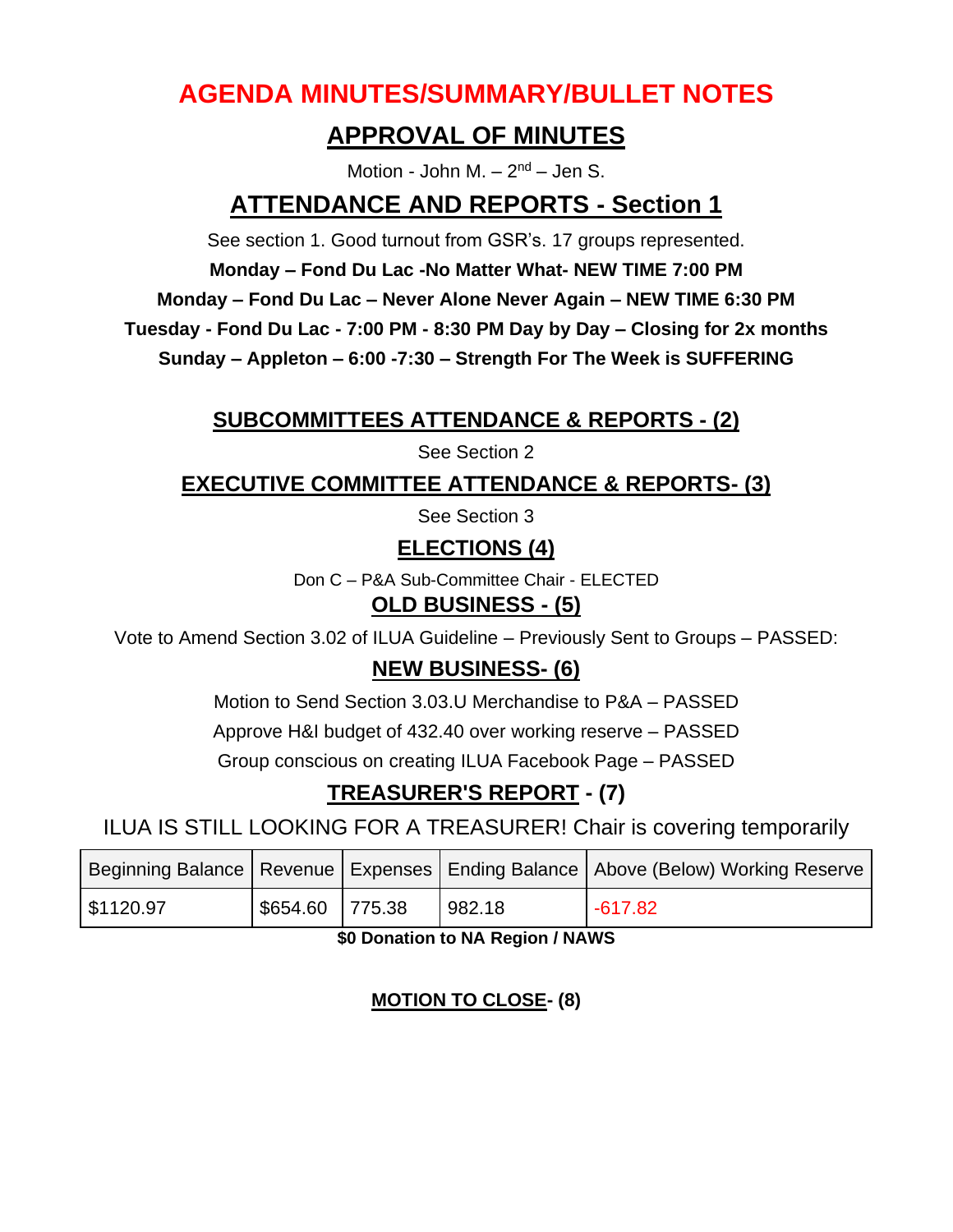# AGENDA MINUTES/SUMMARY/BULLET NOTES

## APPROVAL OF MINUTES

Motion - John M. – 2nd – Jen S.

## ATTENDANCE AND REPORTS - Section 1

See section 1. Good turnout from GSR's. 17 groups represented.

**Monday – Fond Du Lac -No Matter What- NEW TIME 7:00 PM**

**Monday – Fond Du Lac – Never Alone Never Again – NEW TIME 6:30 PM**

**Tuesday - Fond Du Lac - 7:00 PM - 8:30 PM Day by Day – Closing for 2x months**

**Sunday – Appleton – 6:00 -7:30 – Strength For The Week is SUFFERING**

### SUBCOMMITTEES ATTENDANCE & REPORTS - (2)

See Section 2

### EXECUTIVE COMMITTEE ATTENDANCE & REPORTS- (3)

See Section 3

### ELECTIONS (4)

Don C – P&A Sub-Committee Chair - ELECTED

### OLD BUSINESS - (5)

Vote to Amend Section 3.02 of ILUA Guideline – Previously Sent to Groups – PASSED:

### NEW BUSINESS- (6)

Motion to Send Section 3.03.U Merchandise to P&A – PASSED

Approve H&I budget of 432.40 over working reserve – PASSED

Group conscious on creating ILUA Facebook Page – PASSED

### TREASURER'S REPORT - (7)

ILUA IS STILL LOOKING FOR A TREASURER! Chair is covering temporarily

| Beginning Balance | Revenue | Expenses | Ending Balance | Above (Below) Working Reserve |
|---|---|---|---|---|
| $1120.97 | $654.60 | 775.38 | 982.18 | -617.82 |

**$0 Donation to NA Region / NAWS**

**MOTION TO CLOSE- (8)**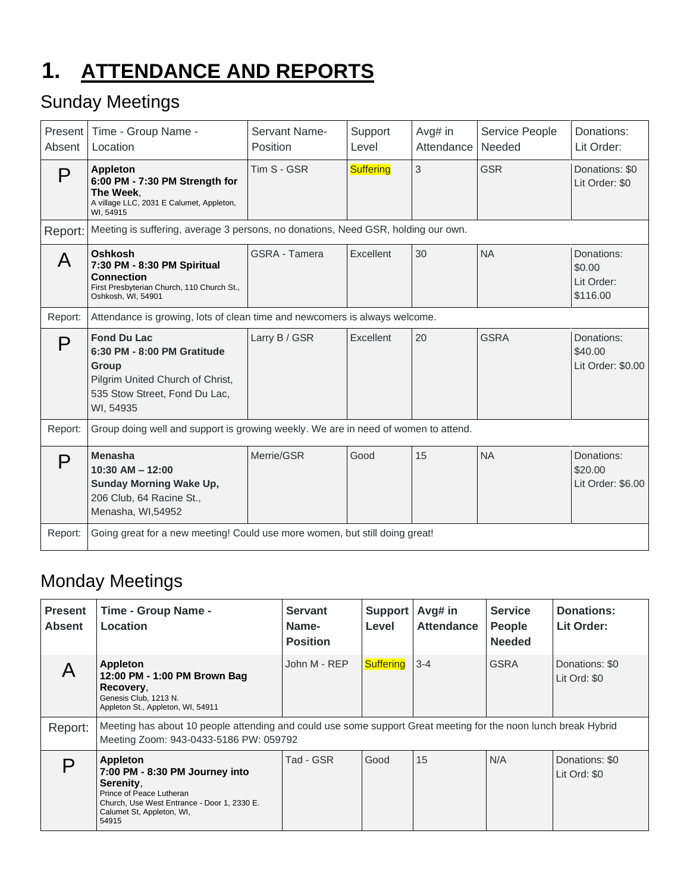# 1. ATTENDANCE AND REPORTS

## Sunday Meetings

| Present Absent | Time - Group Name - Location | Servant Name- Position | Support Level | Avg# in Attendance | Service People Needed | Donations: Lit Order: |
|---|---|---|---|---|---|---|
| P | **Appleton** **6:00 PM - 7:30 PM Strength for The Week**, A village LLC, 2031 E Calumet, Appleton, WI, 54915 | Tim S - GSR | Suffering | 3 | GSR | Donations: $0 Lit Order: $0 |
| Report: | Meeting is suffering, average 3 persons, no donations, Need GSR, holding our own. | | | | | |
| A | **Oshkosh** **7:30 PM - 8:30 PM Spiritual Connection** First Presbyterian Church, 110 Church St., Oshkosh, WI, 54901 | GSRA - Tamera | Excellent | 30 | NA | Donations: $0.00 Lit Order: $116.00 |
| Report: | Attendance is growing, lots of clean time and newcomers is always welcome. | | | | | |
| P | **Fond Du Lac** **6:30 PM - 8:00 PM Gratitude Group** Pilgrim United Church of Christ, 535 Stow Street, Fond Du Lac, WI, 54935 | Larry B / GSR | Excellent | 20 | GSRA | Donations: $40.00 Lit Order: $0.00 |
| Report: | Group doing well and support is growing weekly. We are in need of women to attend. | | | | | |
| P | **Menasha** **10:30 AM – 12:00** **Sunday Morning Wake Up,** 206 Club, 64 Racine St., Menasha, WI,54952 | Merrie/GSR | Good | 15 | NA | Donations: $20.00 Lit Order: $6.00 |
| Report: | Going great for a new meeting! Could use more women, but still doing great! | | | | | |

## Monday Meetings

| Present Absent | Time - Group Name - Location | Servant Name- Position | Support Level | Avg# in Attendance | Service People Needed | Donations: Lit Order: |
|---|---|---|---|---|---|---|
| A | **Appleton** **12:00 PM - 1:00 PM Brown Bag Recovery**, Genesis Club, 1213 N. Appleton St., Appleton, WI, 54911 | John M - REP | Suffering | 3-4 | GSRA | Donations: $0 Lit Ord: $0 |
| Report: | Meeting has about 10 people attending and could use some support Great meeting for the noon lunch break Hybrid Meeting Zoom: 943-0433-5186 PW: 059792 | | | | | |
| P | **Appleton** **7:00 PM - 8:30 PM Journey into Serenity**, Prince of Peace Lutheran Church, Use West Entrance - Door 1, 2330 E. Calumet St, Appleton, WI, 54915 | Tad - GSR | Good | 15 | N/A | Donations: $0 Lit Ord: $0 |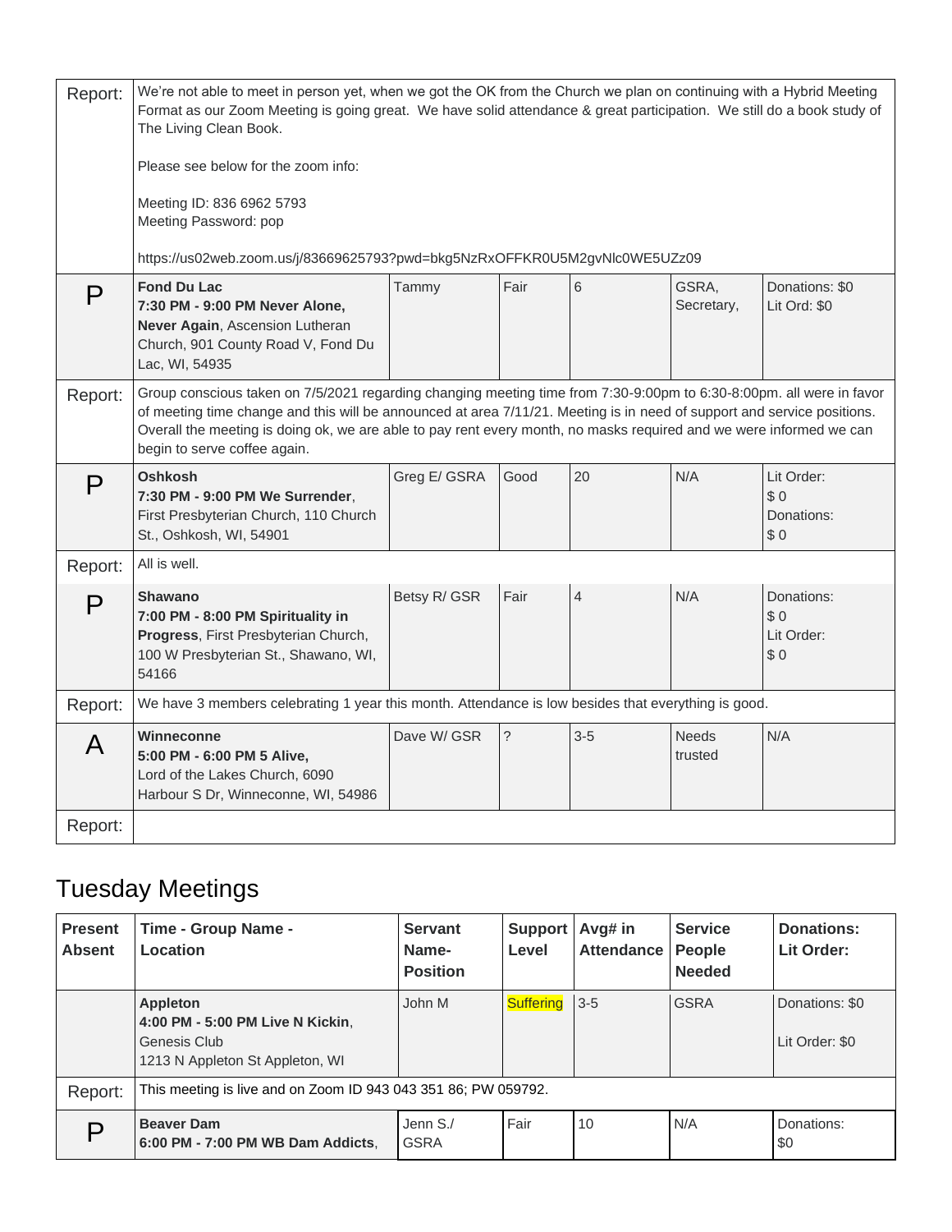| | | | | | | |
|---|---|---|---|---|---|---|
| Report: | We're not able to meet in person yet, when we got the OK from the Church we plan on continuing with a Hybrid Meeting Format as our Zoom Meeting is going great. We have solid attendance & great participation. We still do a book study of The Living Clean Book.<br><br>Please see below for the zoom info:<br><br>Meeting ID: 836 6962 5793<br>Meeting Password: pop<br><br>https://us02web.zoom.us/j/83669625793?pwd=bkg5NzRxOFFKR0U5M2gvNlc0WE5UZz09 | | | | | |
| P | **Fond Du Lac**<br>**7:30 PM - 9:00 PM Never Alone, Never Again**, Ascension Lutheran Church, 901 County Road V, Fond Du Lac, WI, 54935 | Tammy | Fair | 6 | GSRA, Secretary, | Donations: $0<br>Lit Ord: $0 |
| Report: | Group conscious taken on 7/5/2021 regarding changing meeting time from 7:30-9:00pm to 6:30-8:00pm. all were in favor of meeting time change and this will be announced at area 7/11/21. Meeting is in need of support and service positions. Overall the meeting is doing ok, we are able to pay rent every month, no masks required and we were informed we can begin to serve coffee again. | | | | | |
| P | **Oshkosh**<br>**7:30 PM - 9:00 PM We Surrender**, First Presbyterian Church, 110 Church St., Oshkosh, WI, 54901 | Greg E/ GSRA | Good | 20 | N/A | Lit Order: $ 0<br>Donations: $ 0 |
| Report: | All is well. | | | | | |
| P | **Shawano**<br>**7:00 PM - 8:00 PM Spirituality in Progress**, First Presbyterian Church, 100 W Presbyterian St., Shawano, WI, 54166 | Betsy R/ GSR | Fair | 4 | N/A | Donations: $ 0<br>Lit Order: $ 0 |
| Report: | We have 3 members celebrating 1 year this month. Attendance is low besides that everything is good. | | | | | |
| A | **Winneconne**<br>**5:00 PM - 6:00 PM 5 Alive,**<br>Lord of the Lakes Church, 6090 Harbour S Dr, Winneconne, WI, 54986 | Dave W/ GSR | ? | 3-5 | Needs trusted | N/A |
| Report: | | | | | | |

## Tuesday Meetings

| Present Absent | Time - Group Name - Location | Servant Name- Position | Support Level | Avg# in Attendance | Service People Needed | Donations: Lit Order: |
|---|---|---|---|---|---|---|
| | **Appleton**<br>**4:00 PM - 5:00 PM Live N Kickin**, Genesis Club<br>1213 N Appleton St Appleton, WI | John M | Suffering | 3-5 | GSRA | Donations: $0<br><br>Lit Order: $0 |
| Report: | This meeting is live and on Zoom ID 943 043 351 86; PW 059792. | | | | | |
| P | **Beaver Dam**<br>**6:00 PM - 7:00 PM WB Dam Addicts**, | Jenn S./ GSRA | Fair | 10 | N/A | Donations: $0 |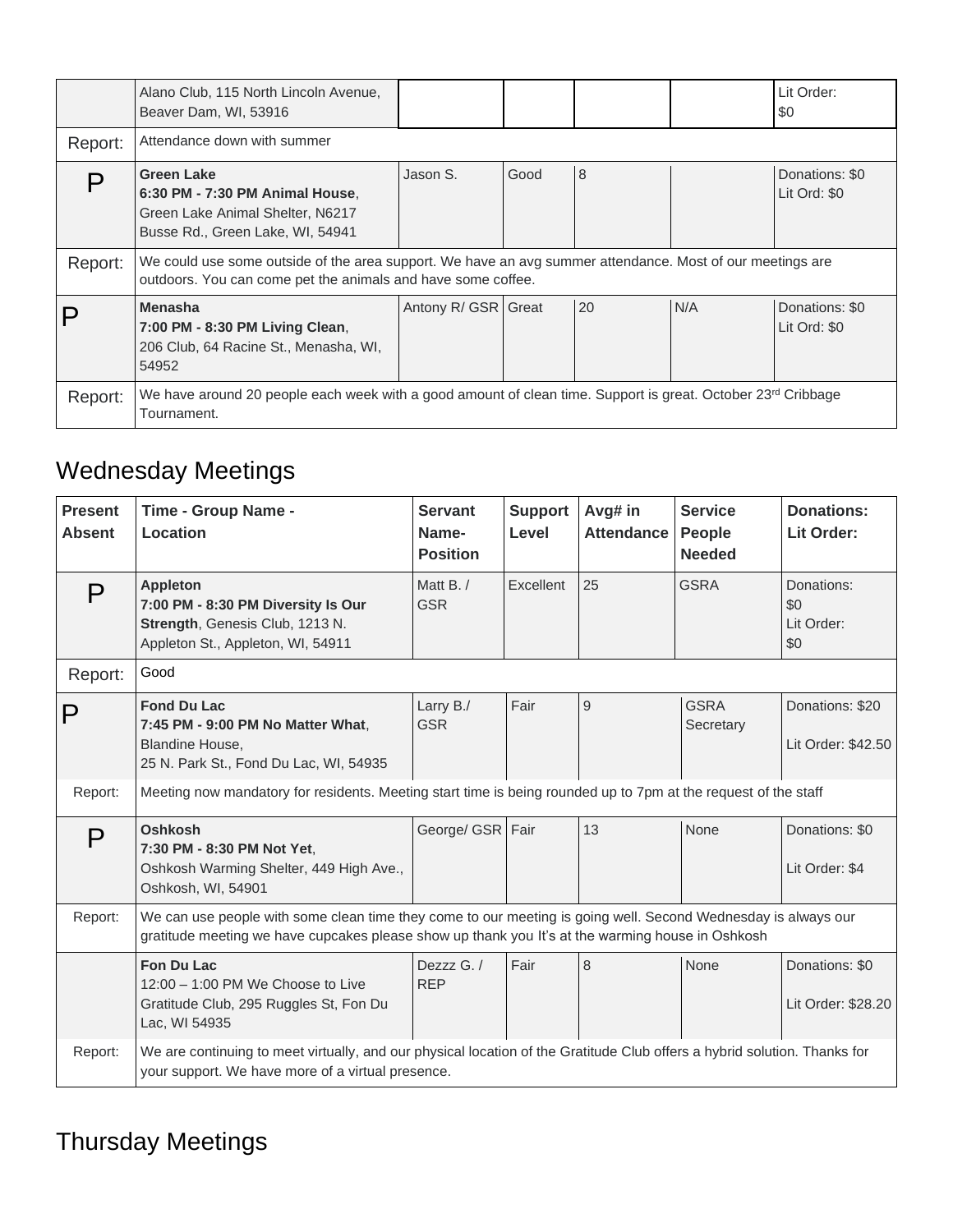| | | | | | | |
|---|---|---|---|---|---|---|
| | Alano Club, 115 North Lincoln Avenue, Beaver Dam, WI, 53916 | | | | | Lit Order: $0 |
| Report: | Attendance down with summer | | | | | |
| P | **Green Lake** **6:30 PM - 7:30 PM Animal House**, Green Lake Animal Shelter, N6217 Busse Rd., Green Lake, WI, 54941 | Jason S. | Good | 8 | | Donations: $0 Lit Ord: $0 |
| Report: | We could use some outside of the area support. We have an avg summer attendance. Most of our meetings are outdoors. You can come pet the animals and have some coffee. | | | | | |
| P | **Menasha** **7:00 PM - 8:30 PM Living Clean**, 206 Club, 64 Racine St., Menasha, WI, 54952 | Antony R/ GSR | Great | 20 | N/A | Donations: $0 Lit Ord: $0 |
| Report: | We have around 20 people each week with a good amount of clean time. Support is great. October 23rd Cribbage Tournament. | | | | | |

## Wednesday Meetings

| Present Absent | Time - Group Name - Location | Servant Name- Position | Support Level | Avg# in Attendance | Service People Needed | Donations: Lit Order: |
|---|---|---|---|---|---|---|
| P | **Appleton** **7:00 PM - 8:30 PM Diversity Is Our Strength**, Genesis Club, 1213 N. Appleton St., Appleton, WI, 54911 | Matt B. / GSR | Excellent | 25 | GSRA | Donations: $0 Lit Order: $0 |
| Report: | Good | | | | | |
| P | **Fond Du Lac** **7:45 PM - 9:00 PM No Matter What**, Blandine House, 25 N. Park St., Fond Du Lac, WI, 54935 | Larry B./ GSR | Fair | 9 | GSRA Secretary | Donations: $20 Lit Order: $42.50 |
| Report: | Meeting now mandatory for residents. Meeting start time is being rounded up to 7pm at the request of the staff | | | | | |
| P | **Oshkosh** **7:30 PM - 8:30 PM Not Yet**, Oshkosh Warming Shelter, 449 High Ave., Oshkosh, WI, 54901 | George/ GSR | Fair | 13 | None | Donations: $0 Lit Order: $4 |
| Report: | We can use people with some clean time they come to our meeting is going well. Second Wednesday is always our gratitude meeting we have cupcakes please show up thank you It's at the warming house in Oshkosh | | | | | |
| | **Fon Du Lac** 12:00 – 1:00 PM We Choose to Live Gratitude Club, 295 Ruggles St, Fon Du Lac, WI 54935 | Dezzz G. / REP | Fair | 8 | None | Donations: $0 Lit Order: $28.20 |
| Report: | We are continuing to meet virtually, and our physical location of the Gratitude Club offers a hybrid solution. Thanks for your support. We have more of a virtual presence. | | | | | |

## Thursday Meetings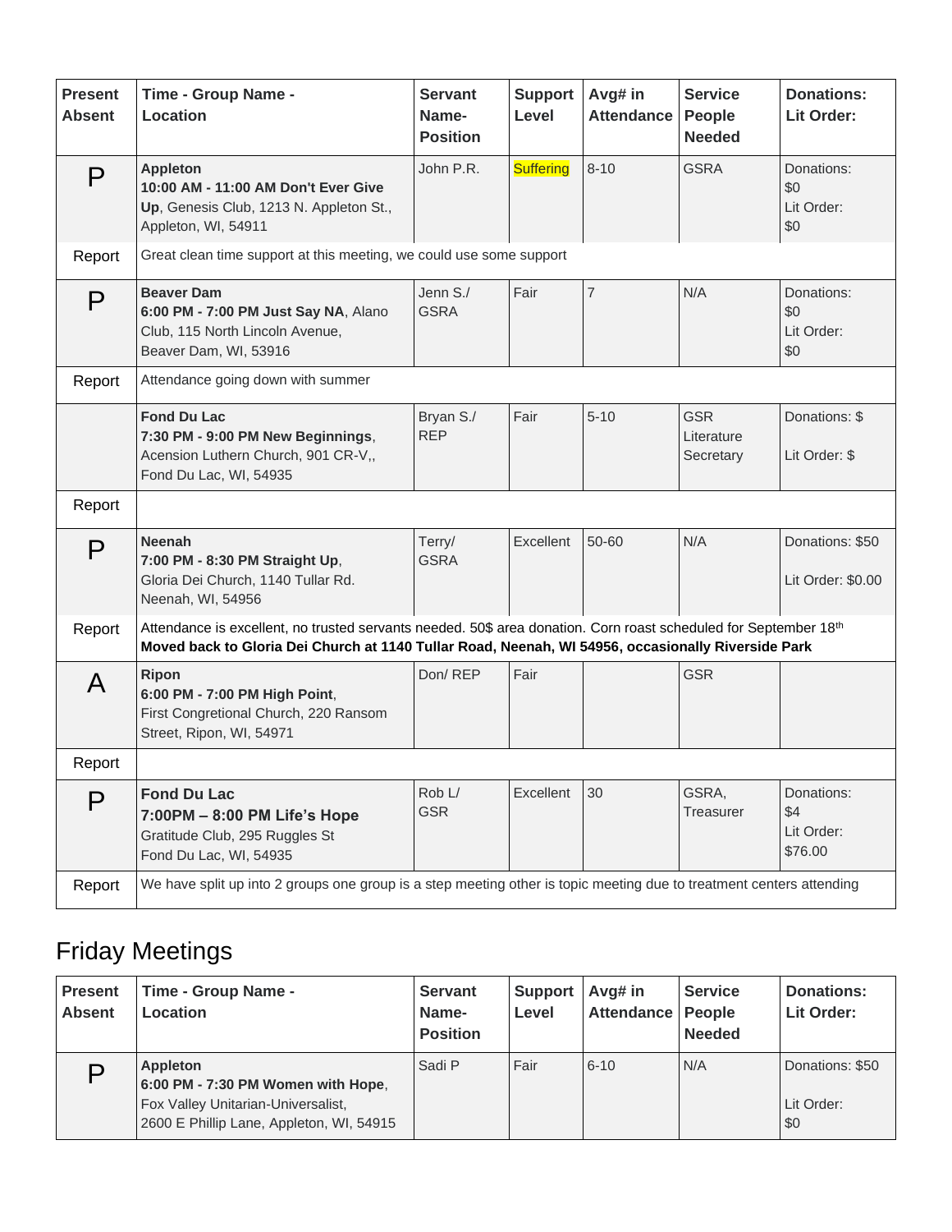| Present Absent | Time - Group Name - Location | Servant Name- Position | Support Level | Avg# in Attendance | Service People Needed | Donations: Lit Order: |
|---|---|---|---|---|---|---|
| P | **Appleton**<br>**10:00 AM - 11:00 AM Don't Ever Give Up**, Genesis Club, 1213 N. Appleton St., Appleton, WI, 54911 | John P.R. | Suffering | 8-10 | GSRA | Donations: $0<br>Lit Order: $0 |
| Report | Great clean time support at this meeting, we could use some support | | | | | |
| P | **Beaver Dam**<br>**6:00 PM - 7:00 PM Just Say NA**, Alano Club, 115 North Lincoln Avenue, Beaver Dam, WI, 53916 | Jenn S./ GSRA | Fair | 7 | N/A | Donations: $0<br>Lit Order: $0 |
| Report | Attendance going down with summer | | | | | |
| | **Fond Du Lac**<br>**7:30 PM - 9:00 PM New Beginnings**, Acension Luthern Church, 901 CR-V,, Fond Du Lac, WI, 54935 | Bryan S./ REP | Fair | 5-10 | GSR<br>Literature<br>Secretary | Donations: $<br>Lit Order: $ |
| Report | | | | | | |
| P | **Neenah**<br>**7:00 PM - 8:30 PM Straight Up**, Gloria Dei Church, 1140 Tullar Rd. Neenah, WI, 54956 | Terry/ GSRA | Excellent | 50-60 | N/A | Donations: $50<br>Lit Order: $0.00 |
| Report | Attendance is excellent, no trusted servants needed. 50$ area donation. Corn roast scheduled for September 18th<br>**Moved back to Gloria Dei Church at 1140 Tullar Road, Neenah, WI 54956, occasionally Riverside Park** | | | | | |
| A | **Ripon**<br>**6:00 PM - 7:00 PM High Point**, First Congretional Church, 220 Ransom Street, Ripon, WI, 54971 | Don/ REP | Fair | | GSR | |
| Report | | | | | | |
| P | **Fond Du Lac**<br>**7:00PM – 8:00 PM Life's Hope**<br>Gratitude Club, 295 Ruggles St<br>Fond Du Lac, WI, 54935 | Rob L/ GSR | Excellent | 30 | GSRA, Treasurer | Donations: $4<br>Lit Order: $76.00 |
| Report | We have split up into 2 groups one group is a step meeting other is topic meeting due to treatment centers attending | | | | | |

## Friday Meetings

| Present Absent | Time - Group Name - Location | Servant Name- Position | Support Level | Avg# in Attendance | Service People Needed | Donations: Lit Order: |
|---|---|---|---|---|---|---|
| P | **Appleton**<br>**6:00 PM - 7:30 PM Women with Hope**, Fox Valley Unitarian-Universalist, 2600 E Phillip Lane, Appleton, WI, 54915 | Sadi P | Fair | 6-10 | N/A | Donations: $50<br>Lit Order: $0 |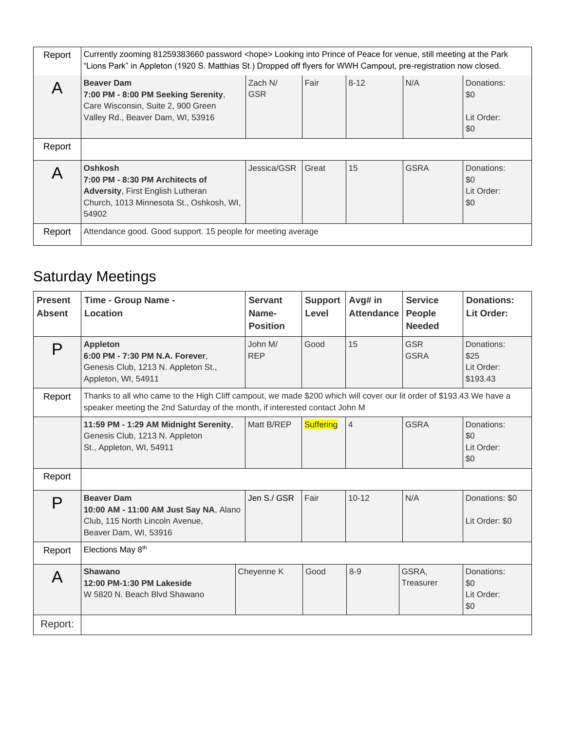| | | | | | | |
|---|---|---|---|---|---|---|
| Report | Currently zooming 81259383660 password <hope> Looking into Prince of Peace for venue, still meeting at the Park "Lions Park" in Appleton (1920 S. Matthias St.) Dropped off flyers for WWH Campout, pre-registration now closed. | | | | | |
| A | **Beaver Dam**<br>**7:00 PM - 8:00 PM Seeking Serenity**, Care Wisconsin, Suite 2, 900 Green Valley Rd., Beaver Dam, WI, 53916 | Zach N/ GSR | Fair | 8-12 | N/A | Donations: $0<br>Lit Order: $0 |
| Report | | | | | | |
| A | **Oshkosh**<br>**7:00 PM - 8:30 PM Architects of Adversity**, First English Lutheran Church, 1013 Minnesota St., Oshkosh, WI, 54902 | Jessica/GSR | Great | 15 | GSRA | Donations: $0<br>Lit Order: $0 |
| Report | Attendance good. Good support. 15 people for meeting average | | | | | |

## Saturday Meetings

| Present Absent | Time - Group Name - Location | Servant Name- Position | Support Level | Avg# in Attendance | Service People Needed | Donations: Lit Order: |
|---|---|---|---|---|---|---|
| P | **Appleton**<br>**6:00 PM - 7:30 PM N.A. Forever**, Genesis Club, 1213 N. Appleton St., Appleton, WI, 54911 | John M/ REP | Good | 15 | GSR<br>GSRA | Donations: $25<br>Lit Order: $193.43 |
| Report | Thanks to all who came to the High Cliff campout, we made $200 which will cover our lit order of $193.43 We have a speaker meeting the 2nd Saturday of the month, if interested contact John M | | | | | |
| | **11:59 PM - 1:29 AM Midnight Serenity**, Genesis Club, 1213 N. Appleton St., Appleton, WI, 54911 | Matt B/REP | Suffering | 4 | GSRA | Donations: $0<br>Lit Order: $0 |
| Report | | | | | | |
| P | **Beaver Dam**<br>**10:00 AM - 11:00 AM Just Say NA**, Alano Club, 115 North Lincoln Avenue, Beaver Dam, WI, 53916 | Jen S./ GSR | Fair | 10-12 | N/A | Donations: $0<br>Lit Order: $0 |
| Report | Elections May 8th | | | | | |
| A | **Shawano**<br>**12:00 PM-1:30 PM Lakeside**<br>W 5820 N. Beach Blvd Shawano | Cheyenne K | Good | 8-9 | GSRA, Treasurer | Donations: $0<br>Lit Order: $0 |
| Report: | | | | | | |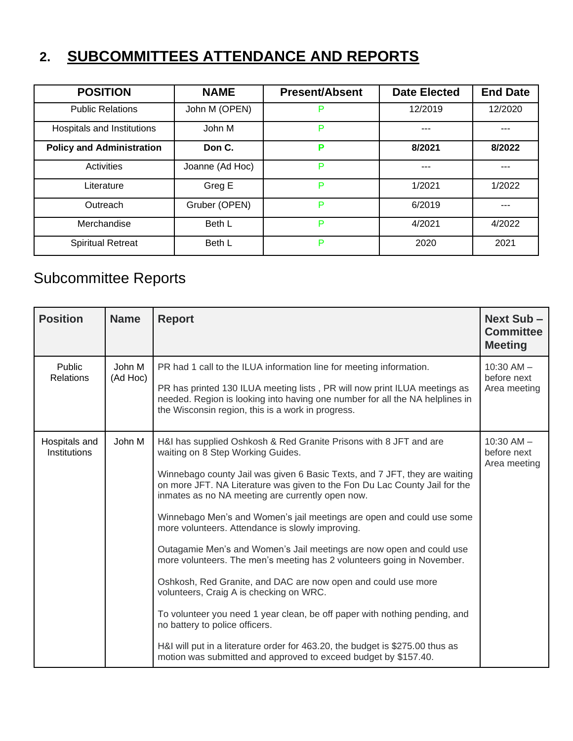## 2. SUBCOMMITTEES ATTENDANCE AND REPORTS

| POSITION | NAME | Present/Absent | Date Elected | End Date |
|---|---|---|---|---|
| Public Relations | John M (OPEN) | P | 12/2019 | 12/2020 |
| Hospitals and Institutions | John M | P | --- | --- |
| **Policy and Administration** | **Don C.** | **P** | **8/2021** | **8/2022** |
| Activities | Joanne (Ad Hoc) | P | --- | --- |
| Literature | Greg E | P | 1/2021 | 1/2022 |
| Outreach | Gruber (OPEN) | P | 6/2019 | --- |
| Merchandise | Beth L | P | 4/2021 | 4/2022 |
| Spiritual Retreat | Beth L | P | 2020 | 2021 |

# Subcommittee Reports

| Position | Name | Report | Next Sub – Committee Meeting |
|---|---|---|---|
| Public Relations | John M (Ad Hoc) | PR had 1 call to the ILUA information line for meeting information. PR has printed 130 ILUA meeting lists , PR will now print ILUA meetings as needed. Region is looking into having one number for all the NA helplines in the Wisconsin region, this is a work in progress. | 10:30 AM – before next Area meeting |
| Hospitals and Institutions | John M | H&I has supplied Oshkosh & Red Granite Prisons with 8 JFT and are waiting on 8 Step Working Guides. Winnebago county Jail was given 6 Basic Texts, and 7 JFT, they are waiting on more JFT. NA Literature was given to the Fon Du Lac County Jail for the inmates as no NA meeting are currently open now. Winnebago Men's and Women's jail meetings are open and could use some more volunteers. Attendance is slowly improving. Outagamie Men's and Women's Jail meetings are now open and could use more volunteers. The men's meeting has 2 volunteers going in November. Oshkosh, Red Granite, and DAC are now open and could use more volunteers, Craig A is checking on WRC. To volunteer you need 1 year clean, be off paper with nothing pending, and no battery to police officers. H&I will put in a literature order for 463.20, the budget is $275.00 thus as motion was submitted and approved to exceed budget by $157.40. | 10:30 AM – before next Area meeting |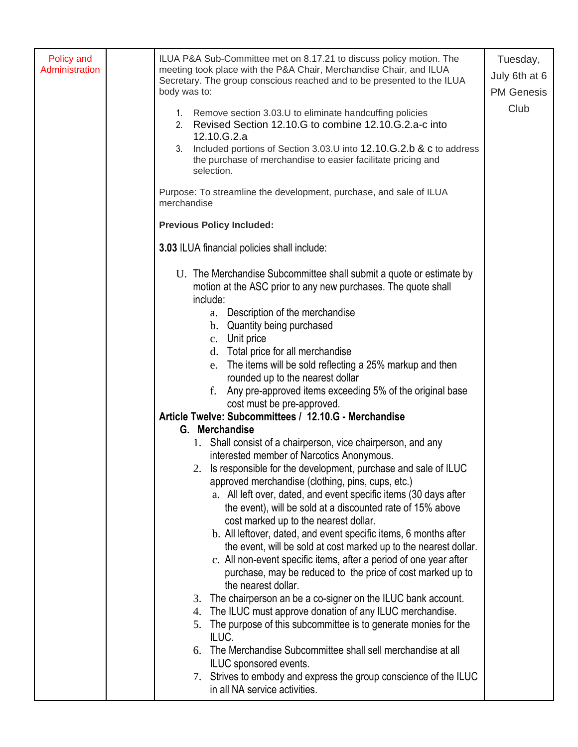| Policy and Administration | | ILUA P&A Sub-Committee met on 8.17.21 to discuss policy motion. The meeting took place with the P&A Chair, Merchandise Chair, and ILUA Secretary. The group conscious reached and to be presented to the ILUA body was to:<br><br>1. Remove section 3.03.U to eliminate handcuffing policies<br>2. Revised Section 12.10.G to combine 12.10.G.2.a-c into 12.10.G.2.a<br>3. Included portions of Section 3.03.U into 12.10.G.2.b & c to address the purchase of merchandise to easier facilitate pricing and selection.<br><br>Purpose: To streamline the development, purchase, and sale of ILUA merchandise<br><br>**Previous Policy Included:**<br><br>**3.03** ILUA financial policies shall include:<br><br>U. The Merchandise Subcommittee shall submit a quote or estimate by motion at the ASC prior to any new purchases. The quote shall include:<br>a. Description of the merchandise<br>b. Quantity being purchased<br>c. Unit price<br>d. Total price for all merchandise<br>e. The items will be sold reflecting a 25% markup and then rounded up to the nearest dollar<br>f. Any pre-approved items exceeding 5% of the original base cost must be pre-approved.<br>**Article Twelve: Subcommittees / 12.10.G - Merchandise**<br>**G. Merchandise**<br>1. Shall consist of a chairperson, vice chairperson, and any interested member of Narcotics Anonymous.<br>2. Is responsible for the development, purchase and sale of ILUC approved merchandise (clothing, pins, cups, etc.)<br>a. All left over, dated, and event specific items (30 days after the event), will be sold at a discounted rate of 15% above cost marked up to the nearest dollar.<br>b. All leftover, dated, and event specific items, 6 months after the event, will be sold at cost marked up to the nearest dollar.<br>c. All non-event specific items, after a period of one year after purchase, may be reduced to the price of cost marked up to the nearest dollar.<br>3. The chairperson an be a co-signer on the ILUC bank account.<br>4. The ILUC must approve donation of any ILUC merchandise.<br>5. The purpose of this subcommittee is to generate monies for the ILUC.<br>6. The Merchandise Subcommittee shall sell merchandise at all ILUC sponsored events.<br>7. Strives to embody and express the group conscience of the ILUC in all NA service activities. | Tuesday, July 6th at 6 PM Genesis Club |
|---|---|---|---|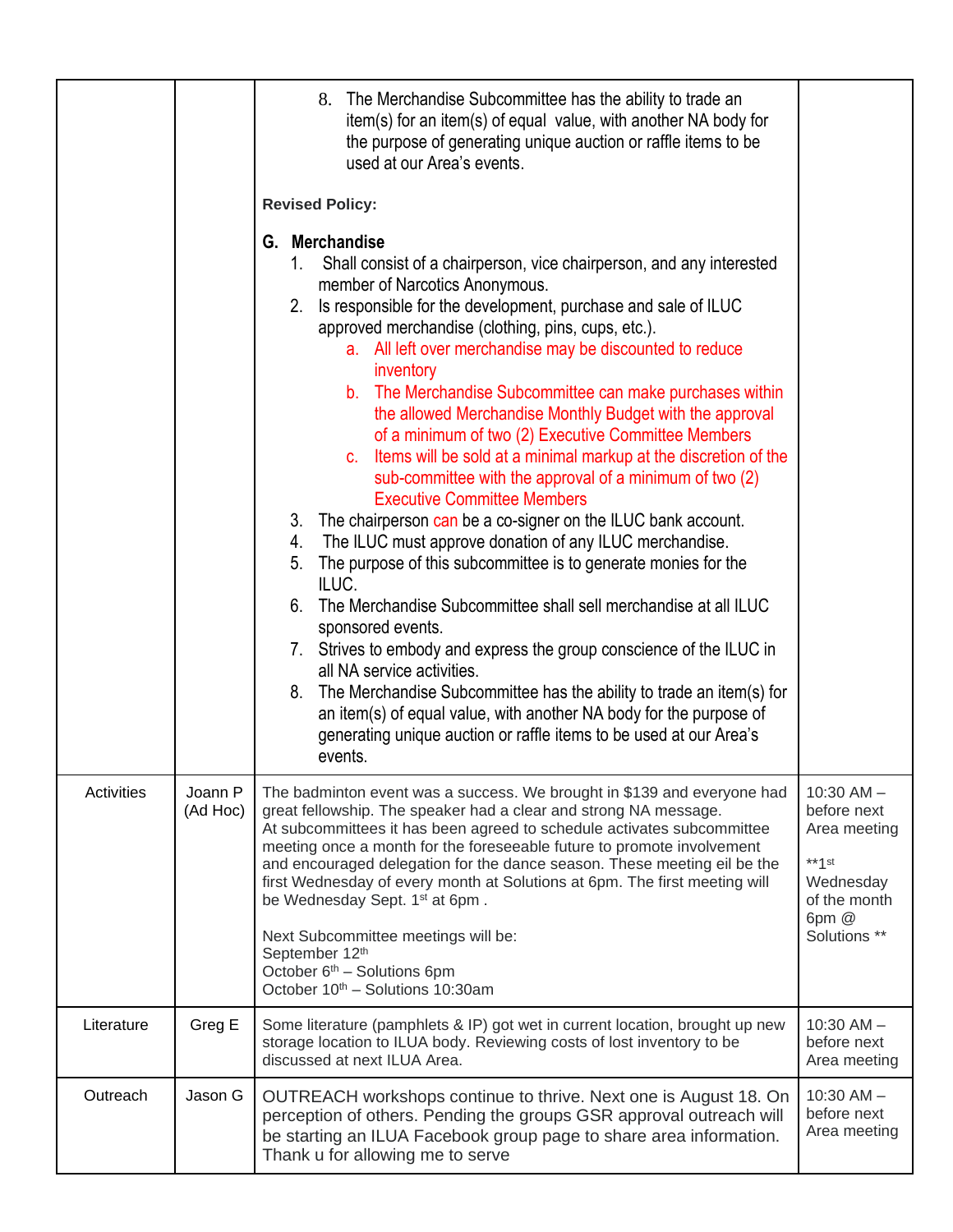| | | | |
|---|---|---|---|
| | | 8. The Merchandise Subcommittee has the ability to trade an item(s) for an item(s) of equal value, with another NA body for the purpose of generating unique auction or raffle items to be used at our Area's events.<br><br>**Revised Policy:**<br><br>**G. Merchandise**<br>1. Shall consist of a chairperson, vice chairperson, and any interested member of Narcotics Anonymous.<br>2. Is responsible for the development, purchase and sale of ILUC approved merchandise (clothing, pins, cups, etc.).<br>a. All left over merchandise may be discounted to reduce inventory<br>b. The Merchandise Subcommittee can make purchases within the allowed Merchandise Monthly Budget with the approval of a minimum of two (2) Executive Committee Members<br>c. Items will be sold at a minimal markup at the discretion of the sub-committee with the approval of a minimum of two (2) Executive Committee Members<br>3. The chairperson can be a co-signer on the ILUC bank account.<br>4. The ILUC must approve donation of any ILUC merchandise.<br>5. The purpose of this subcommittee is to generate monies for the ILUC.<br>6. The Merchandise Subcommittee shall sell merchandise at all ILUC sponsored events.<br>7. Strives to embody and express the group conscience of the ILUC in all NA service activities.<br>8. The Merchandise Subcommittee has the ability to trade an item(s) for an item(s) of equal value, with another NA body for the purpose of generating unique auction or raffle items to be used at our Area's events. | |
| Activities | Joann P (Ad Hoc) | The badminton event was a success. We brought in $139 and everyone had great fellowship. The speaker had a clear and strong NA message.<br>At subcommittees it has been agreed to schedule activates subcommittee meeting once a month for the foreseeable future to promote involvement and encouraged delegation for the dance season. These meeting eil be the first Wednesday of every month at Solutions at 6pm. The first meeting will be Wednesday Sept. 1st at 6pm .<br><br>Next Subcommittee meetings will be:<br>September 12th<br>October 6th – Solutions 6pm<br>October 10th – Solutions 10:30am | 10:30 AM – before next Area meeting<br><br>**1st Wednesday of the month 6pm @ Solutions ** |
| Literature | Greg E | Some literature (pamphlets & IP) got wet in current location, brought up new storage location to ILUA body. Reviewing costs of lost inventory to be discussed at next ILUA Area. | 10:30 AM – before next Area meeting |
| Outreach | Jason G | OUTREACH workshops continue to thrive. Next one is August 18. On perception of others. Pending the groups GSR approval outreach will be starting an ILUA Facebook group page to share area information. Thank u for allowing me to serve | 10:30 AM – before next Area meeting |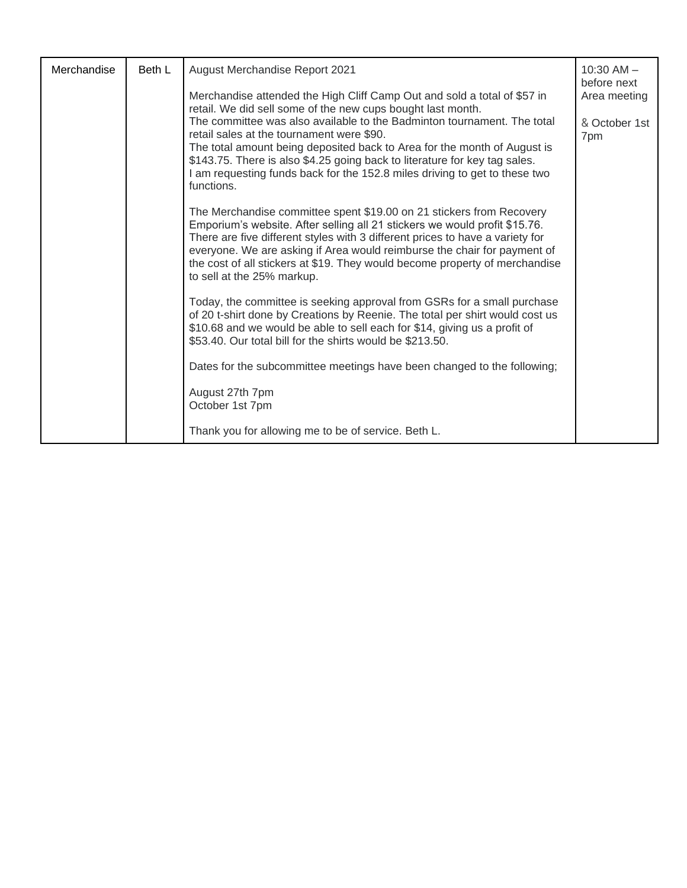| Merchandise | Beth L | August Merchandise Report 2021<br><br>Merchandise attended the High Cliff Camp Out and sold a total of $57 in retail. We did sell some of the new cups bought last month.<br>The committee was also available to the Badminton tournament. The total retail sales at the tournament were $90.<br>The total amount being deposited back to Area for the month of August is $143.75. There is also $4.25 going back to literature for key tag sales.<br>I am requesting funds back for the 152.8 miles driving to get to these two functions.<br><br>The Merchandise committee spent $19.00 on 21 stickers from Recovery Emporium's website. After selling all 21 stickers we would profit $15.76. There are five different styles with 3 different prices to have a variety for everyone. We are asking if Area would reimburse the chair for payment of the cost of all stickers at $19. They would become property of merchandise to sell at the 25% markup.<br><br>Today, the committee is seeking approval from GSRs for a small purchase of 20 t-shirt done by Creations by Reenie. The total per shirt would cost us $10.68 and we would be able to sell each for $14, giving us a profit of $53.40. Our total bill for the shirts would be $213.50.<br><br>Dates for the subcommittee meetings have been changed to the following;<br><br>August 27th 7pm<br>October 1st 7pm<br><br>Thank you for allowing me to be of service. Beth L. | 10:30 AM – before next Area meeting<br><br>& October 1st 7pm |
|---|---|---|---|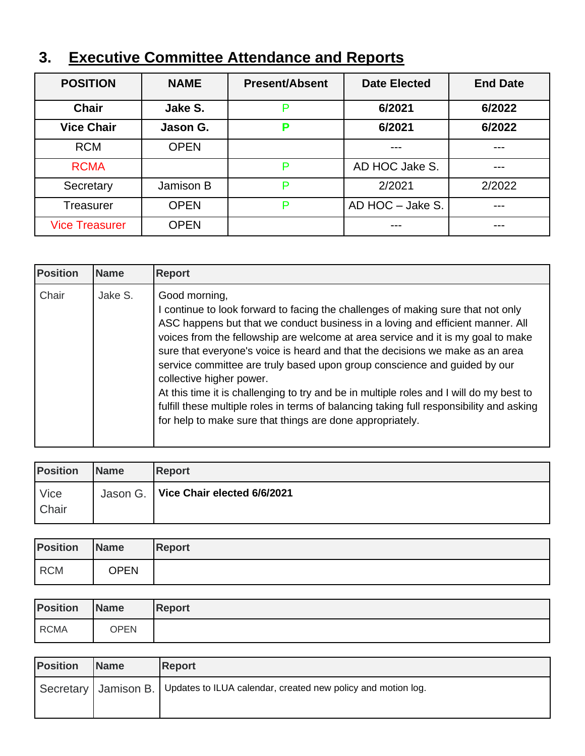## 3. Executive Committee Attendance and Reports

| POSITION | NAME | Present/Absent | Date Elected | End Date |
|---|---|---|---|---|
| **Chair** | **Jake S.** | P | **6/2021** | **6/2022** |
| **Vice Chair** | **Jason G.** | **P** | **6/2021** | **6/2022** |
| RCM | OPEN | | --- | --- |
| RCMA | | P | AD HOC Jake S. | --- |
| Secretary | Jamison B | P | 2/2021 | 2/2022 |
| Treasurer | OPEN | P | AD HOC – Jake S. | --- |
| Vice Treasurer | OPEN | | --- | --- |

| Position | Name | Report |
|---|---|---|
| Chair | Jake S. | Good morning,<br>I continue to look forward to facing the challenges of making sure that not only ASC happens but that we conduct business in a loving and efficient manner. All voices from the fellowship are welcome at area service and it is my goal to make sure that everyone's voice is heard and that the decisions we make as an area service committee are truly based upon group conscience and guided by our collective higher power.<br>At this time it is challenging to try and be in multiple roles and I will do my best to fulfill these multiple roles in terms of balancing taking full responsibility and asking for help to make sure that things are done appropriately. |

| Position | Name | Report |
|---|---|---|
| Vice Chair | Jason G. | **Vice Chair elected 6/6/2021** |

| Position | Name | Report |
|---|---|---|
| RCM | OPEN | |

| Position | Name | Report |
|---|---|---|
| RCMA | OPEN | |

| Position | Name | Report |
|---|---|---|
| Secretary | Jamison B. | Updates to ILUA calendar, created new policy and motion log. |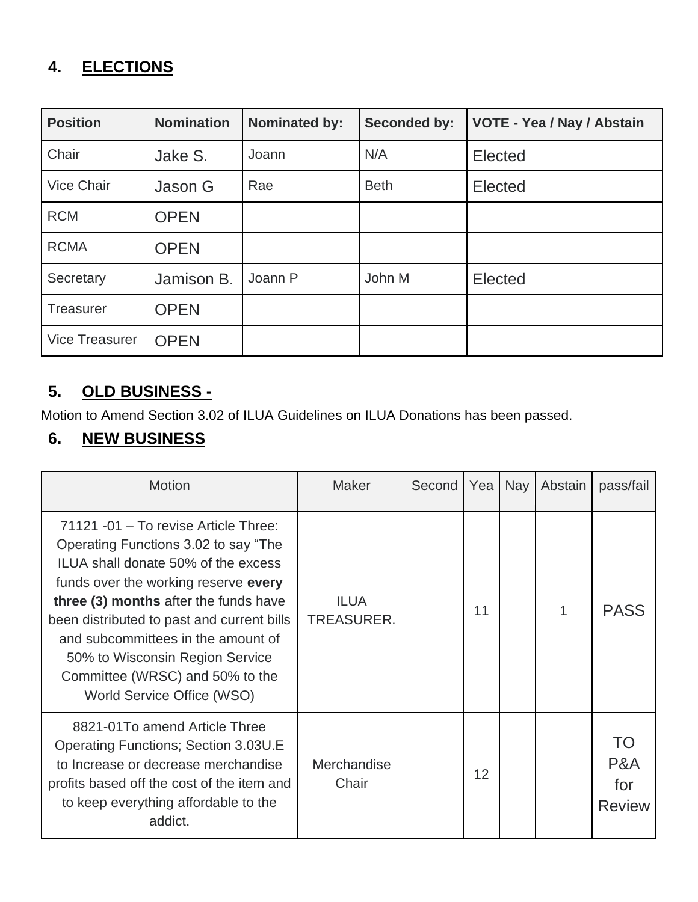## 4. ELECTIONS

| Position | Nomination | Nominated by: | Seconded by: | VOTE - Yea / Nay / Abstain |
|---|---|---|---|---|
| Chair | Jake S. | Joann | N/A | Elected |
| Vice Chair | Jason G | Rae | Beth | Elected |
| RCM | OPEN | | | |
| RCMA | OPEN | | | |
| Secretary | Jamison B. | Joann P | John M | Elected |
| Treasurer | OPEN | | | |
| Vice Treasurer | OPEN | | | |

## 5. OLD BUSINESS -

Motion to Amend Section 3.02 of ILUA Guidelines on ILUA Donations has been passed.

## 6. NEW BUSINESS

| Motion | Maker | Second | Yea | Nay | Abstain | pass/fail |
|---|---|---|---|---|---|---|
| 71121 -01 – To revise Article Three: Operating Functions 3.02 to say "The ILUA shall donate 50% of the excess funds over the working reserve **every three (3) months** after the funds have been distributed to past and current bills and subcommittees in the amount of 50% to Wisconsin Region Service Committee (WRSC) and 50% to the World Service Office (WSO) | ILUA TREASURER. | | 11 | | 1 | PASS |
| 8821-01To amend Article Three Operating Functions; Section 3.03U.E to Increase or decrease merchandise profits based off the cost of the item and to keep everything affordable to the addict. | Merchandise Chair | | 12 | | | TO P&A for Review |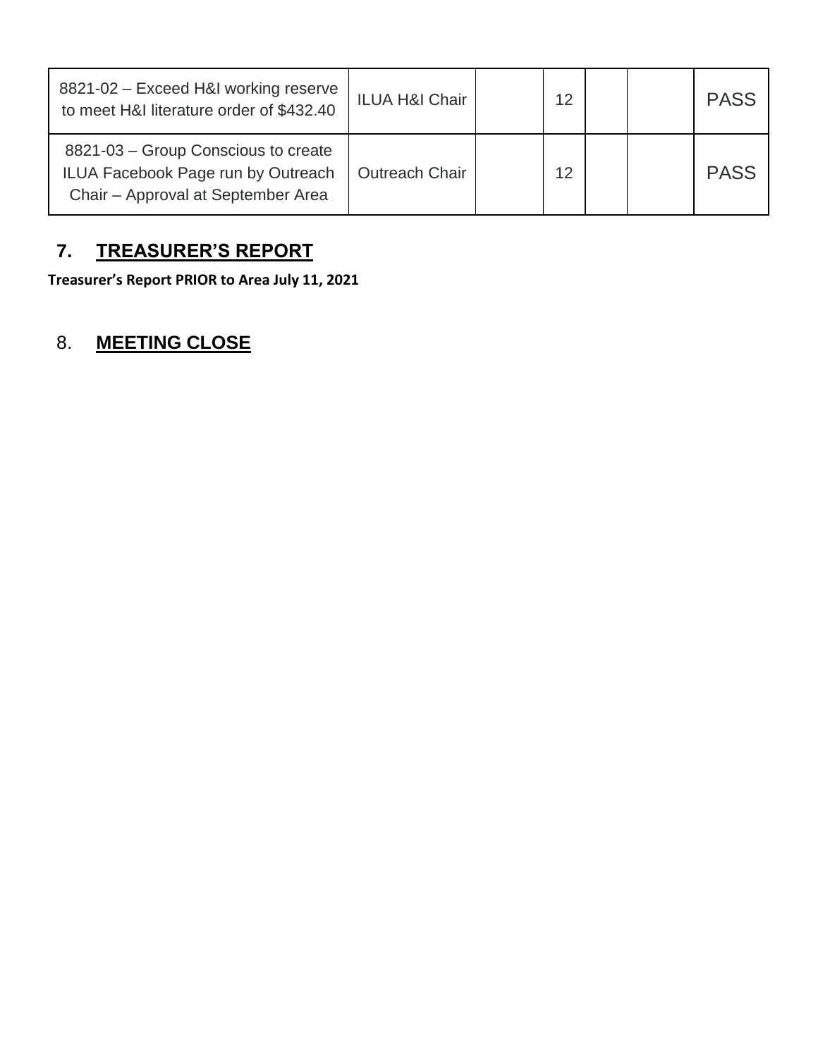| | | | | | | |
|---|---|---|---|---|---|---|
| 8821-02 – Exceed H&I working reserve to meet H&I literature order of $432.40 | ILUA H&I Chair | | 12 | | | PASS |
| 8821-03 – Group Conscious to create ILUA Facebook Page run by Outreach Chair – Approval at September Area | Outreach Chair | | 12 | | | PASS |

## 7. TREASURER'S REPORT

**Treasurer's Report PRIOR to Area July 11, 2021**

## 8. MEETING CLOSE